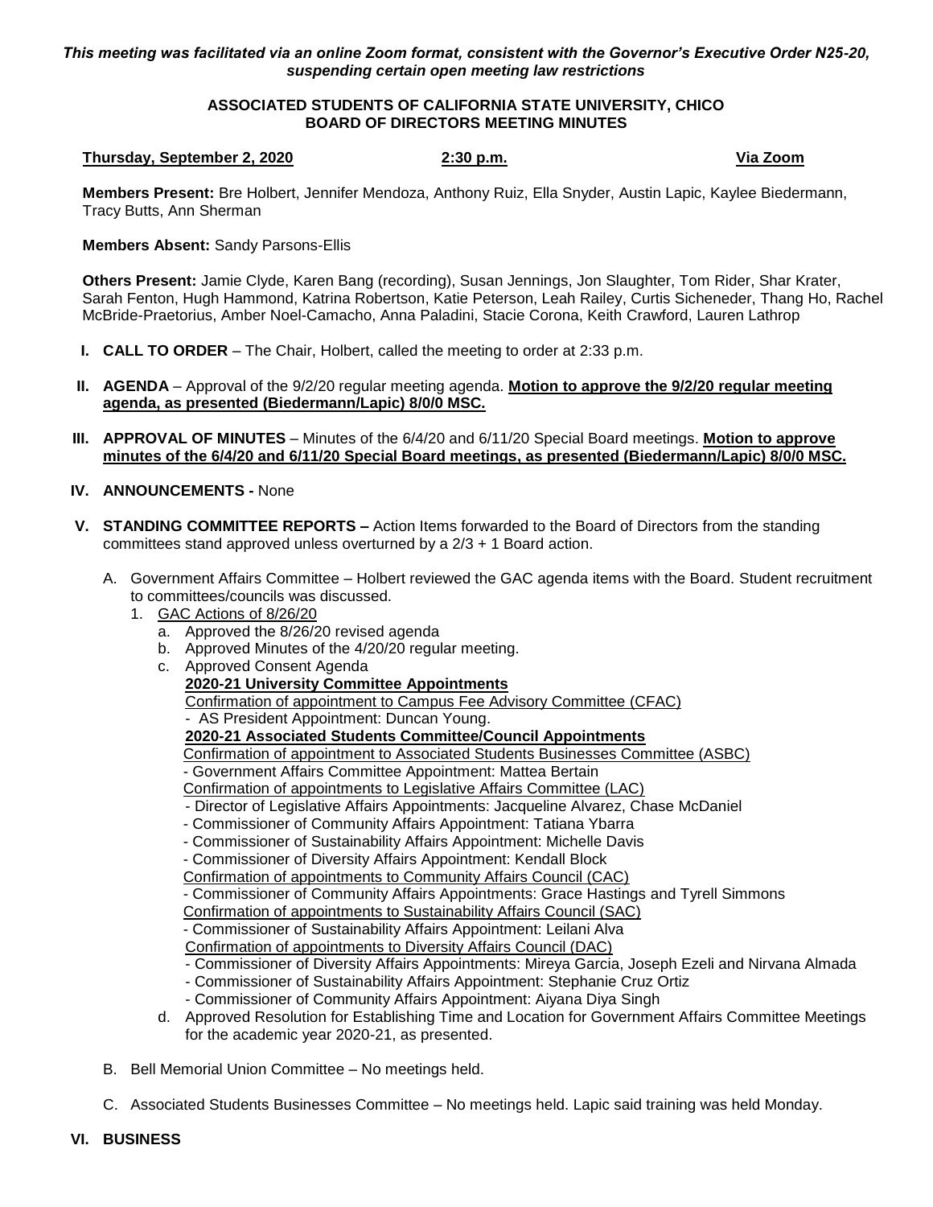*This meeting was facilitated via an online Zoom format, consistent with the Governor's Executive Order N25-20, suspending certain open meeting law restrictions*

**ASSOCIATED STUDENTS OF CALIFORNIA STATE UNIVERSITY, CHICO**
**BOARD OF DIRECTORS MEETING MINUTES**

**Thursday, September 2, 2020** **2:30 p.m.** **Via Zoom**

**Members Present:** Bre Holbert, Jennifer Mendoza, Anthony Ruiz, Ella Snyder, Austin Lapic, Kaylee Biedermann, Tracy Butts, Ann Sherman

**Members Absent:** Sandy Parsons-Ellis

**Others Present:** Jamie Clyde, Karen Bang (recording), Susan Jennings, Jon Slaughter, Tom Rider, Shar Krater, Sarah Fenton, Hugh Hammond, Katrina Robertson, Katie Peterson, Leah Railey, Curtis Sicheneder, Thang Ho, Rachel McBride-Praetorius, Amber Noel-Camacho, Anna Paladini, Stacie Corona, Keith Crawford, Lauren Lathrop

**I. CALL TO ORDER** – The Chair, Holbert, called the meeting to order at 2:33 p.m.

**II. AGENDA** – Approval of the 9/2/20 regular meeting agenda. **Motion to approve the 9/2/20 regular meeting agenda, as presented (Biedermann/Lapic) 8/0/0 MSC.**

**III. APPROVAL OF MINUTES** – Minutes of the 6/4/20 and 6/11/20 Special Board meetings. **Motion to approve minutes of the 6/4/20 and 6/11/20 Special Board meetings, as presented (Biedermann/Lapic) 8/0/0 MSC.**

**IV. ANNOUNCEMENTS -** None

**V. STANDING COMMITTEE REPORTS –** Action Items forwarded to the Board of Directors from the standing committees stand approved unless overturned by a 2/3 + 1 Board action.

A. Government Affairs Committee – Holbert reviewed the GAC agenda items with the Board. Student recruitment to committees/councils was discussed.

1. GAC Actions of 8/26/20
   a. Approved the 8/26/20 revised agenda
   b. Approved Minutes of the 4/20/20 regular meeting.
   c. Approved Consent Agenda

      **2020-21 University Committee Appointments**

      Confirmation of appointment to Campus Fee Advisory Committee (CFAC)
      - AS President Appointment: Duncan Young.

      **2020-21 Associated Students Committee/Council Appointments**

      Confirmation of appointment to Associated Students Businesses Committee (ASBC)
      - Government Affairs Committee Appointment: Mattea Bertain

      Confirmation of appointments to Legislative Affairs Committee (LAC)
      - Director of Legislative Affairs Appointments: Jacqueline Alvarez, Chase McDaniel
      - Commissioner of Community Affairs Appointment: Tatiana Ybarra
      - Commissioner of Sustainability Affairs Appointment: Michelle Davis
      - Commissioner of Diversity Affairs Appointment: Kendall Block

      Confirmation of appointments to Community Affairs Council (CAC)
      - Commissioner of Community Affairs Appointments: Grace Hastings and Tyrell Simmons

      Confirmation of appointments to Sustainability Affairs Council (SAC)
      - Commissioner of Sustainability Affairs Appointment: Leilani Alva

      Confirmation of appointments to Diversity Affairs Council (DAC)
      - Commissioner of Diversity Affairs Appointments: Mireya Garcia, Joseph Ezeli and Nirvana Almada
      - Commissioner of Sustainability Affairs Appointment: Stephanie Cruz Ortiz
      - Commissioner of Community Affairs Appointment: Aiyana Diya Singh
   d. Approved Resolution for Establishing Time and Location for Government Affairs Committee Meetings for the academic year 2020-21, as presented.

B. Bell Memorial Union Committee – No meetings held.

C. Associated Students Businesses Committee – No meetings held. Lapic said training was held Monday.

**VI. BUSINESS**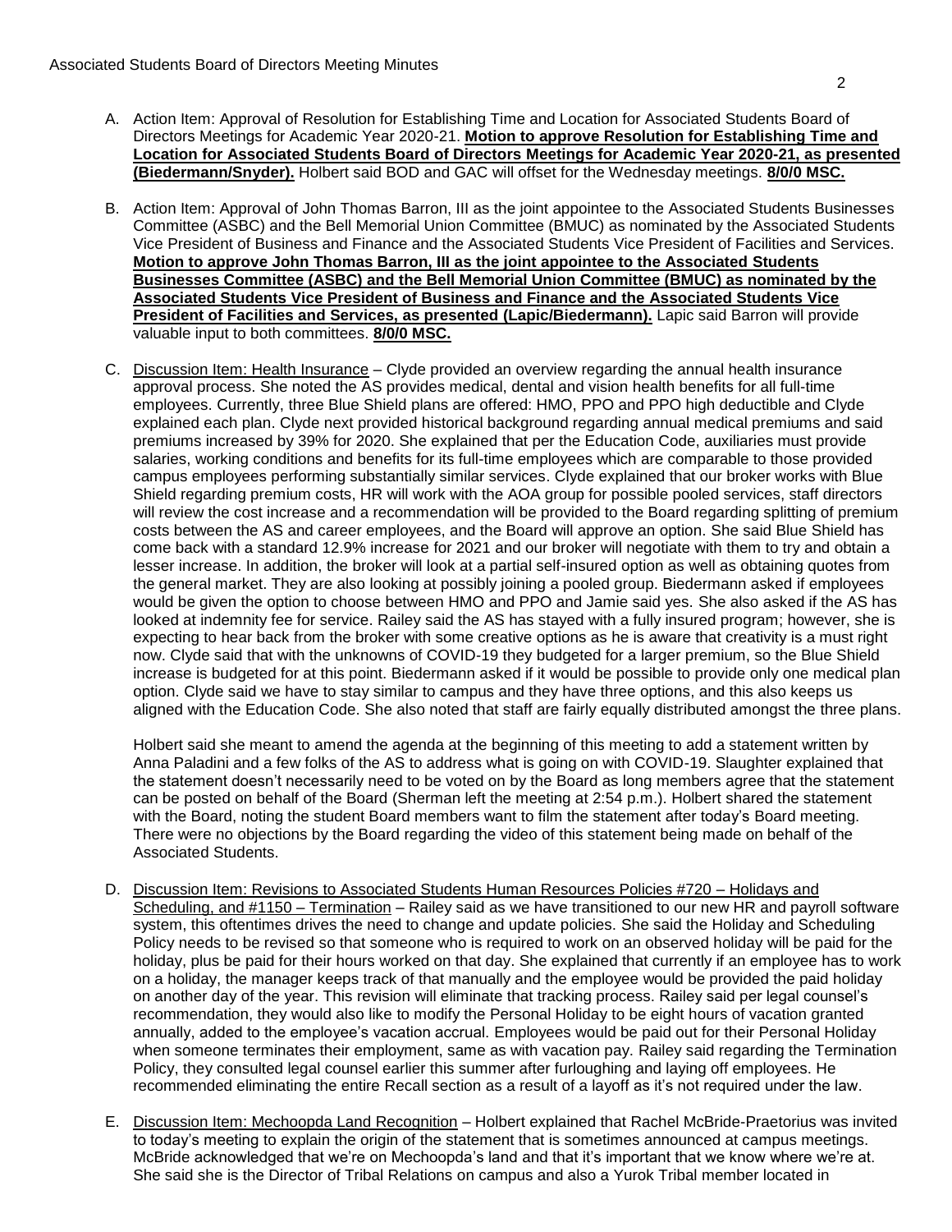A. Action Item: Approval of Resolution for Establishing Time and Location for Associated Students Board of Directors Meetings for Academic Year 2020-21. **Motion to approve Resolution for Establishing Time and Location for Associated Students Board of Directors Meetings for Academic Year 2020-21, as presented (Biedermann/Snyder).** Holbert said BOD and GAC will offset for the Wednesday meetings. **8/0/0 MSC.**

B. Action Item: Approval of John Thomas Barron, III as the joint appointee to the Associated Students Businesses Committee (ASBC) and the Bell Memorial Union Committee (BMUC) as nominated by the Associated Students Vice President of Business and Finance and the Associated Students Vice President of Facilities and Services. **Motion to approve John Thomas Barron, III as the joint appointee to the Associated Students Businesses Committee (ASBC) and the Bell Memorial Union Committee (BMUC) as nominated by the Associated Students Vice President of Business and Finance and the Associated Students Vice President of Facilities and Services, as presented (Lapic/Biedermann).** Lapic said Barron will provide valuable input to both committees. **8/0/0 MSC.**

C. Discussion Item: Health Insurance – Clyde provided an overview regarding the annual health insurance approval process. She noted the AS provides medical, dental and vision health benefits for all full-time employees. Currently, three Blue Shield plans are offered: HMO, PPO and PPO high deductible and Clyde explained each plan. Clyde next provided historical background regarding annual medical premiums and said premiums increased by 39% for 2020. She explained that per the Education Code, auxiliaries must provide salaries, working conditions and benefits for its full-time employees which are comparable to those provided campus employees performing substantially similar services. Clyde explained that our broker works with Blue Shield regarding premium costs, HR will work with the AOA group for possible pooled services, staff directors will review the cost increase and a recommendation will be provided to the Board regarding splitting of premium costs between the AS and career employees, and the Board will approve an option. She said Blue Shield has come back with a standard 12.9% increase for 2021 and our broker will negotiate with them to try and obtain a lesser increase. In addition, the broker will look at a partial self-insured option as well as obtaining quotes from the general market. They are also looking at possibly joining a pooled group. Biedermann asked if employees would be given the option to choose between HMO and PPO and Jamie said yes. She also asked if the AS has looked at indemnity fee for service. Railey said the AS has stayed with a fully insured program; however, she is expecting to hear back from the broker with some creative options as he is aware that creativity is a must right now. Clyde said that with the unknowns of COVID-19 they budgeted for a larger premium, so the Blue Shield increase is budgeted for at this point. Biedermann asked if it would be possible to provide only one medical plan option. Clyde said we have to stay similar to campus and they have three options, and this also keeps us aligned with the Education Code. She also noted that staff are fairly equally distributed amongst the three plans.

   Holbert said she meant to amend the agenda at the beginning of this meeting to add a statement written by Anna Paladini and a few folks of the AS to address what is going on with COVID-19. Slaughter explained that the statement doesn't necessarily need to be voted on by the Board as long members agree that the statement can be posted on behalf of the Board (Sherman left the meeting at 2:54 p.m.). Holbert shared the statement with the Board, noting the student Board members want to film the statement after today's Board meeting. There were no objections by the Board regarding the video of this statement being made on behalf of the Associated Students.

D. Discussion Item: Revisions to Associated Students Human Resources Policies #720 – Holidays and Scheduling, and #1150 – Termination – Railey said as we have transitioned to our new HR and payroll software system, this oftentimes drives the need to change and update policies. She said the Holiday and Scheduling Policy needs to be revised so that someone who is required to work on an observed holiday will be paid for the holiday, plus be paid for their hours worked on that day. She explained that currently if an employee has to work on a holiday, the manager keeps track of that manually and the employee would be provided the paid holiday on another day of the year. This revision will eliminate that tracking process. Railey said per legal counsel's recommendation, they would also like to modify the Personal Holiday to be eight hours of vacation granted annually, added to the employee's vacation accrual. Employees would be paid out for their Personal Holiday when someone terminates their employment, same as with vacation pay. Railey said regarding the Termination Policy, they consulted legal counsel earlier this summer after furloughing and laying off employees. He recommended eliminating the entire Recall section as a result of a layoff as it's not required under the law.

E. Discussion Item: Mechoopda Land Recognition – Holbert explained that Rachel McBride-Praetorius was invited to today's meeting to explain the origin of the statement that is sometimes announced at campus meetings. McBride acknowledged that we're on Mechoopda's land and that it's important that we know where we're at. She said she is the Director of Tribal Relations on campus and also a Yurok Tribal member located in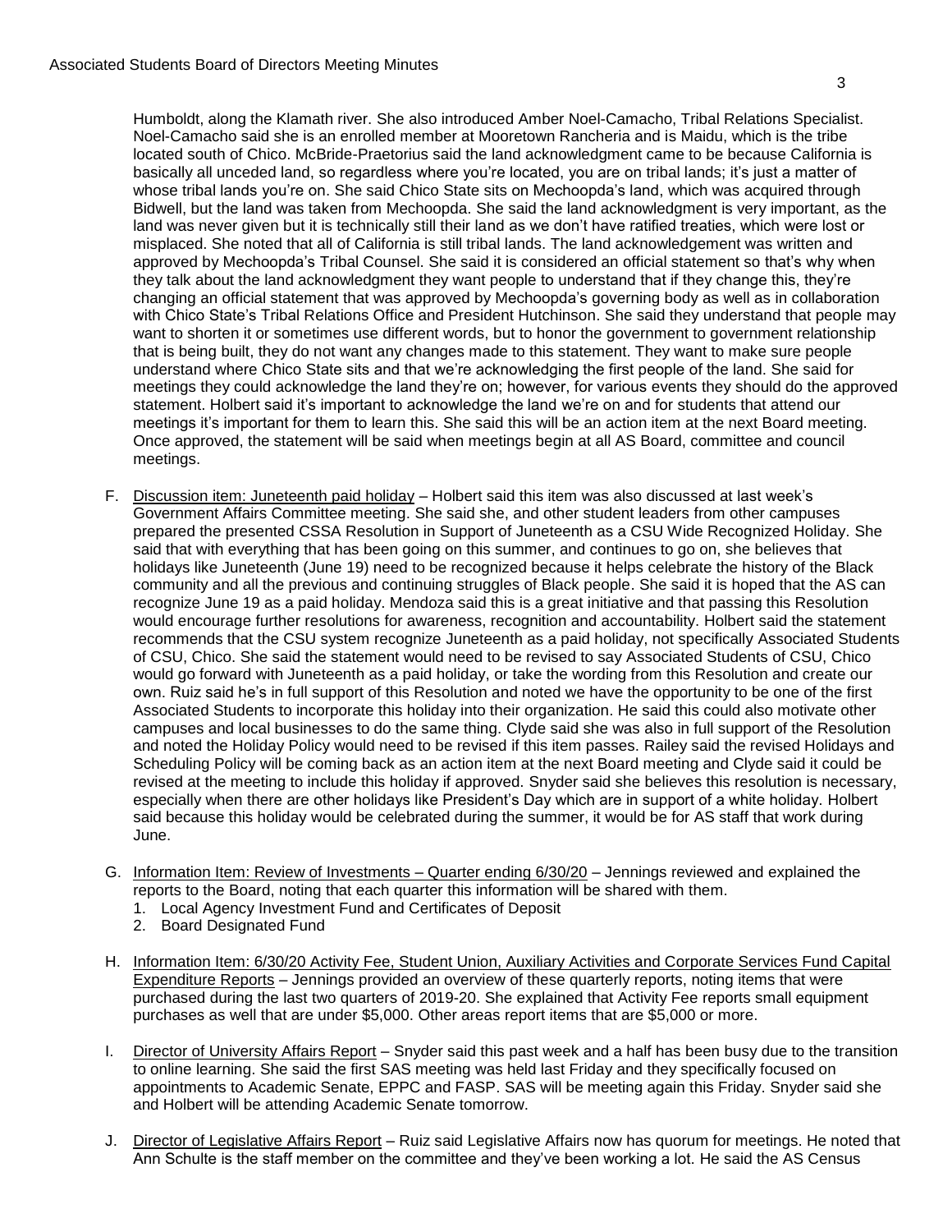Humboldt, along the Klamath river. She also introduced Amber Noel-Camacho, Tribal Relations Specialist. Noel-Camacho said she is an enrolled member at Mooretown Rancheria and is Maidu, which is the tribe located south of Chico. McBride-Praetorius said the land acknowledgment came to be because California is basically all unceded land, so regardless where you're located, you are on tribal lands; it's just a matter of whose tribal lands you're on. She said Chico State sits on Mechoopda's land, which was acquired through Bidwell, but the land was taken from Mechoopda. She said the land acknowledgment is very important, as the land was never given but it is technically still their land as we don't have ratified treaties, which were lost or misplaced. She noted that all of California is still tribal lands. The land acknowledgement was written and approved by Mechoopda's Tribal Counsel. She said it is considered an official statement so that's why when they talk about the land acknowledgment they want people to understand that if they change this, they're changing an official statement that was approved by Mechoopda's governing body as well as in collaboration with Chico State's Tribal Relations Office and President Hutchinson. She said they understand that people may want to shorten it or sometimes use different words, but to honor the government to government relationship that is being built, they do not want any changes made to this statement. They want to make sure people understand where Chico State sits and that we're acknowledging the first people of the land. She said for meetings they could acknowledge the land they're on; however, for various events they should do the approved statement. Holbert said it's important to acknowledge the land we're on and for students that attend our meetings it's important for them to learn this. She said this will be an action item at the next Board meeting. Once approved, the statement will be said when meetings begin at all AS Board, committee and council meetings.

F. <u>Discussion item: Juneteenth paid holiday</u> – Holbert said this item was also discussed at last week's Government Affairs Committee meeting. She said she, and other student leaders from other campuses prepared the presented CSSA Resolution in Support of Juneteenth as a CSU Wide Recognized Holiday. She said that with everything that has been going on this summer, and continues to go on, she believes that holidays like Juneteenth (June 19) need to be recognized because it helps celebrate the history of the Black community and all the previous and continuing struggles of Black people. She said it is hoped that the AS can recognize June 19 as a paid holiday. Mendoza said this is a great initiative and that passing this Resolution would encourage further resolutions for awareness, recognition and accountability. Holbert said the statement recommends that the CSU system recognize Juneteenth as a paid holiday, not specifically Associated Students of CSU, Chico. She said the statement would need to be revised to say Associated Students of CSU, Chico would go forward with Juneteenth as a paid holiday, or take the wording from this Resolution and create our own. Ruiz said he's in full support of this Resolution and noted we have the opportunity to be one of the first Associated Students to incorporate this holiday into their organization. He said this could also motivate other campuses and local businesses to do the same thing. Clyde said she was also in full support of the Resolution and noted the Holiday Policy would need to be revised if this item passes. Railey said the revised Holidays and Scheduling Policy will be coming back as an action item at the next Board meeting and Clyde said it could be revised at the meeting to include this holiday if approved. Snyder said she believes this resolution is necessary, especially when there are other holidays like President's Day which are in support of a white holiday. Holbert said because this holiday would be celebrated during the summer, it would be for AS staff that work during June.

G. <u>Information Item: Review of Investments – Quarter ending 6/30/20</u> – Jennings reviewed and explained the reports to the Board, noting that each quarter this information will be shared with them.
   1. Local Agency Investment Fund and Certificates of Deposit
   2. Board Designated Fund

H. <u>Information Item: 6/30/20 Activity Fee, Student Union, Auxiliary Activities and Corporate Services Fund Capital Expenditure Reports</u> – Jennings provided an overview of these quarterly reports, noting items that were purchased during the last two quarters of 2019-20. She explained that Activity Fee reports small equipment purchases as well that are under $5,000. Other areas report items that are $5,000 or more.

I. <u>Director of University Affairs Report</u> – Snyder said this past week and a half has been busy due to the transition to online learning. She said the first SAS meeting was held last Friday and they specifically focused on appointments to Academic Senate, EPPC and FASP. SAS will be meeting again this Friday. Snyder said she and Holbert will be attending Academic Senate tomorrow.

J. <u>Director of Legislative Affairs Report</u> – Ruiz said Legislative Affairs now has quorum for meetings. He noted that Ann Schulte is the staff member on the committee and they've been working a lot. He said the AS Census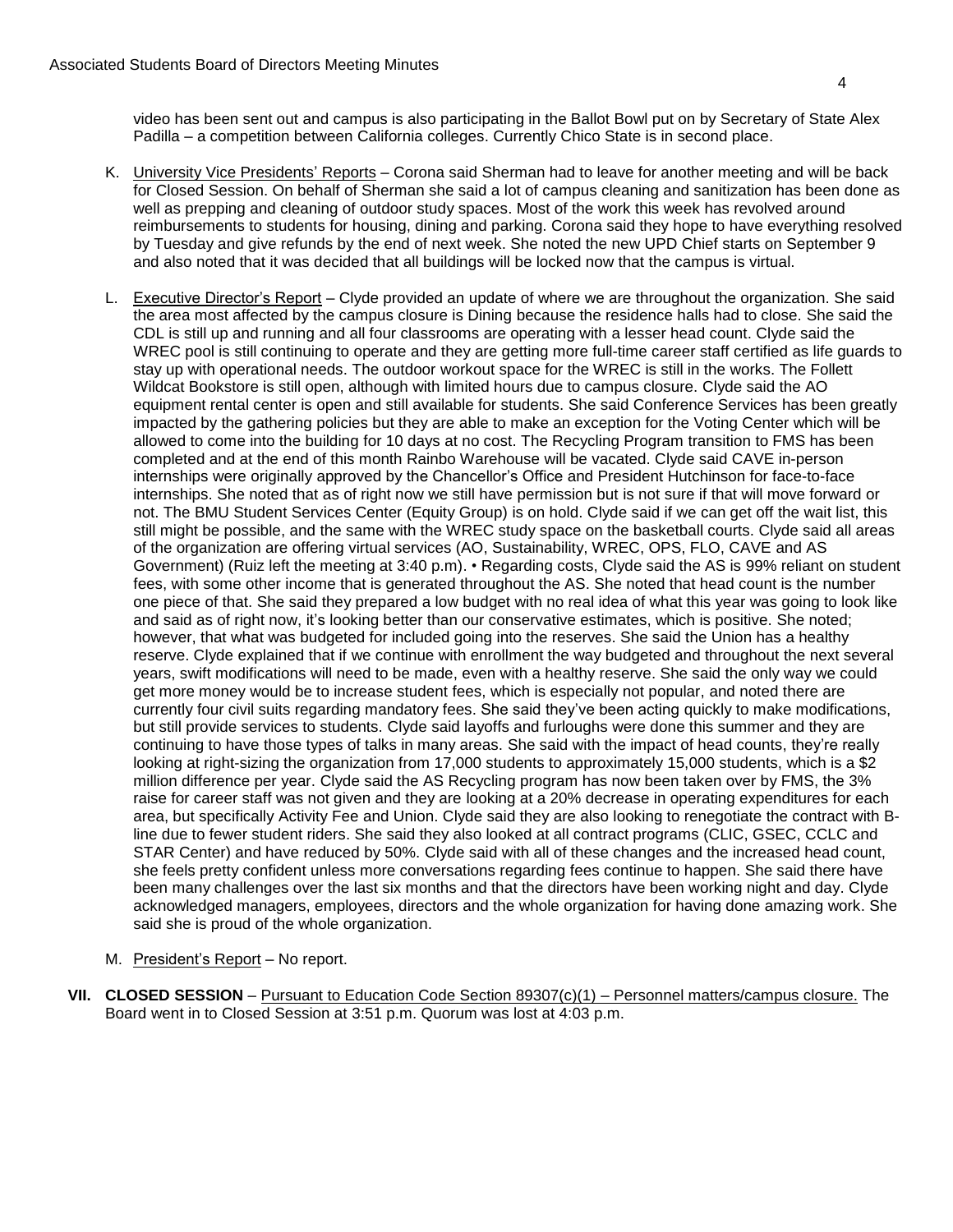video has been sent out and campus is also participating in the Ballot Bowl put on by Secretary of State Alex Padilla – a competition between California colleges. Currently Chico State is in second place.

K. University Vice Presidents' Reports – Corona said Sherman had to leave for another meeting and will be back for Closed Session. On behalf of Sherman she said a lot of campus cleaning and sanitization has been done as well as prepping and cleaning of outdoor study spaces. Most of the work this week has revolved around reimbursements to students for housing, dining and parking. Corona said they hope to have everything resolved by Tuesday and give refunds by the end of next week. She noted the new UPD Chief starts on September 9 and also noted that it was decided that all buildings will be locked now that the campus is virtual.

L. Executive Director's Report – Clyde provided an update of where we are throughout the organization. She said the area most affected by the campus closure is Dining because the residence halls had to close. She said the CDL is still up and running and all four classrooms are operating with a lesser head count. Clyde said the WREC pool is still continuing to operate and they are getting more full-time career staff certified as life guards to stay up with operational needs. The outdoor workout space for the WREC is still in the works. The Follett Wildcat Bookstore is still open, although with limited hours due to campus closure. Clyde said the AO equipment rental center is open and still available for students. She said Conference Services has been greatly impacted by the gathering policies but they are able to make an exception for the Voting Center which will be allowed to come into the building for 10 days at no cost. The Recycling Program transition to FMS has been completed and at the end of this month Rainbo Warehouse will be vacated. Clyde said CAVE in-person internships were originally approved by the Chancellor's Office and President Hutchinson for face-to-face internships. She noted that as of right now we still have permission but is not sure if that will move forward or not. The BMU Student Services Center (Equity Group) is on hold. Clyde said if we can get off the wait list, this still might be possible, and the same with the WREC study space on the basketball courts. Clyde said all areas of the organization are offering virtual services (AO, Sustainability, WREC, OPS, FLO, CAVE and AS Government) (Ruiz left the meeting at 3:40 p.m). • Regarding costs, Clyde said the AS is 99% reliant on student fees, with some other income that is generated throughout the AS. She noted that head count is the number one piece of that. She said they prepared a low budget with no real idea of what this year was going to look like and said as of right now, it's looking better than our conservative estimates, which is positive. She noted; however, that what was budgeted for included going into the reserves. She said the Union has a healthy reserve. Clyde explained that if we continue with enrollment the way budgeted and throughout the next several years, swift modifications will need to be made, even with a healthy reserve. She said the only way we could get more money would be to increase student fees, which is especially not popular, and noted there are currently four civil suits regarding mandatory fees. She said they've been acting quickly to make modifications, but still provide services to students. Clyde said layoffs and furloughs were done this summer and they are continuing to have those types of talks in many areas. She said with the impact of head counts, they're really looking at right-sizing the organization from 17,000 students to approximately 15,000 students, which is a $2 million difference per year. Clyde said the AS Recycling program has now been taken over by FMS, the 3% raise for career staff was not given and they are looking at a 20% decrease in operating expenditures for each area, but specifically Activity Fee and Union. Clyde said they are also looking to renegotiate the contract with B-line due to fewer student riders. She said they also looked at all contract programs (CLIC, GSEC, CCLC and STAR Center) and have reduced by 50%. Clyde said with all of these changes and the increased head count, she feels pretty confident unless more conversations regarding fees continue to happen. She said there have been many challenges over the last six months and that the directors have been working night and day. Clyde acknowledged managers, employees, directors and the whole organization for having done amazing work. She said she is proud of the whole organization.

M. President's Report – No report.

**VII. CLOSED SESSION** – Pursuant to Education Code Section 89307(c)(1) – Personnel matters/campus closure. The Board went in to Closed Session at 3:51 p.m. Quorum was lost at 4:03 p.m.